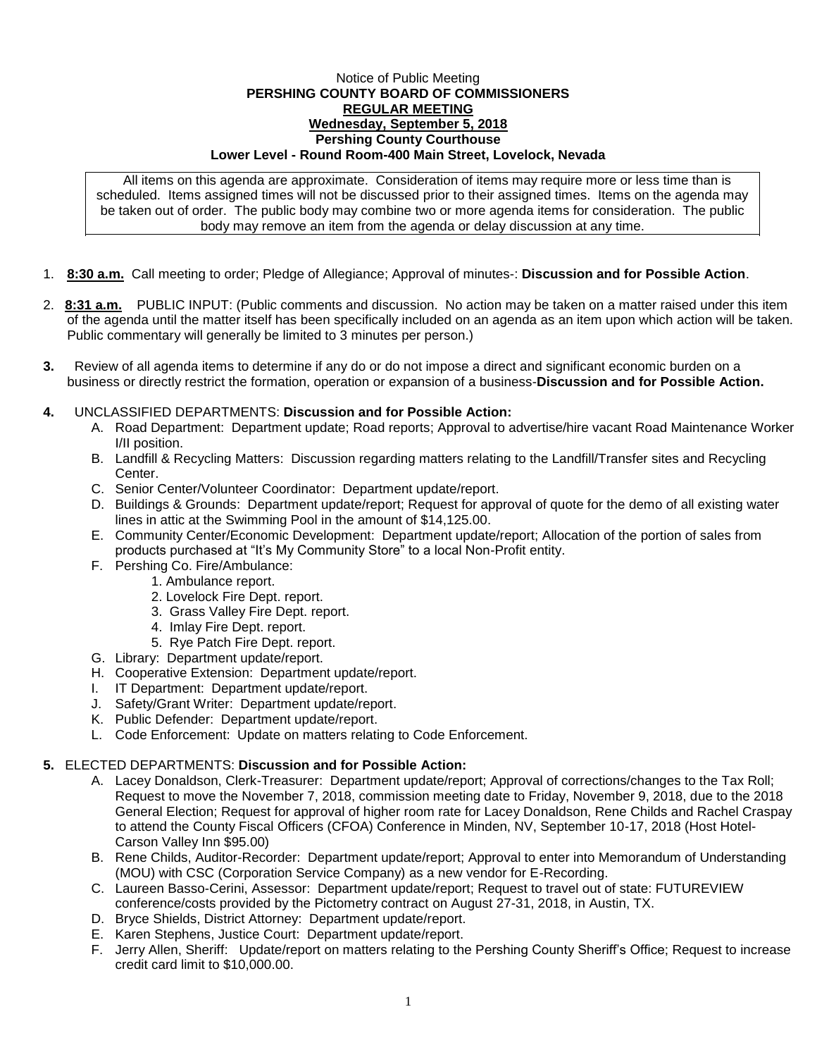Notice of Public Meeting

**PERSHING COUNTY BOARD OF COMMISSIONERS**

**REGULAR MEETING**

**Wednesday, September 5, 2018**

**Pershing County Courthouse**

**Lower Level - Round Room-400 Main Street, Lovelock, Nevada**

All items on this agenda are approximate. Consideration of items may require more or less time than is scheduled. Items assigned times will not be discussed prior to their assigned times. Items on the agenda may be taken out of order. The public body may combine two or more agenda items for consideration. The public body may remove an item from the agenda or delay discussion at any time.

1. **8:30 a.m.** Call meeting to order; Pledge of Allegiance; Approval of minutes-: **Discussion and for Possible Action**.

2. **8:31 a.m.** PUBLIC INPUT: (Public comments and discussion. No action may be taken on a matter raised under this item of the agenda until the matter itself has been specifically included on an agenda as an item upon which action will be taken. Public commentary will generally be limited to 3 minutes per person.)

3. Review of all agenda items to determine if any do or do not impose a direct and significant economic burden on a business or directly restrict the formation, operation or expansion of a business-**Discussion and for Possible Action.**

4. UNCLASSIFIED DEPARTMENTS: **Discussion and for Possible Action:**
   - A. Road Department: Department update; Road reports; Approval to advertise/hire vacant Road Maintenance Worker I/II position.
   - B. Landfill & Recycling Matters: Discussion regarding matters relating to the Landfill/Transfer sites and Recycling Center.
   - C. Senior Center/Volunteer Coordinator: Department update/report.
   - D. Buildings & Grounds: Department update/report; Request for approval of quote for the demo of all existing water lines in attic at the Swimming Pool in the amount of $14,125.00.
   - E. Community Center/Economic Development: Department update/report; Allocation of the portion of sales from products purchased at "It's My Community Store" to a local Non-Profit entity.
   - F. Pershing Co. Fire/Ambulance:
     1. Ambulance report.
     2. Lovelock Fire Dept. report.
     3. Grass Valley Fire Dept. report.
     4. Imlay Fire Dept. report.
     5. Rye Patch Fire Dept. report.
   - G. Library: Department update/report.
   - H. Cooperative Extension: Department update/report.
   - I. IT Department: Department update/report.
   - J. Safety/Grant Writer: Department update/report.
   - K. Public Defender: Department update/report.
   - L. Code Enforcement: Update on matters relating to Code Enforcement.

5. ELECTED DEPARTMENTS: **Discussion and for Possible Action:**
   - A. Lacey Donaldson, Clerk-Treasurer: Department update/report; Approval of corrections/changes to the Tax Roll; Request to move the November 7, 2018, commission meeting date to Friday, November 9, 2018, due to the 2018 General Election; Request for approval of higher room rate for Lacey Donaldson, Rene Childs and Rachel Craspay to attend the County Fiscal Officers (CFOA) Conference in Minden, NV, September 10-17, 2018 (Host Hotel-Carson Valley Inn $95.00)
   - B. Rene Childs, Auditor-Recorder: Department update/report; Approval to enter into Memorandum of Understanding (MOU) with CSC (Corporation Service Company) as a new vendor for E-Recording.
   - C. Laureen Basso-Cerini, Assessor: Department update/report; Request to travel out of state: FUTUREVIEW conference/costs provided by the Pictometry contract on August 27-31, 2018, in Austin, TX.
   - D. Bryce Shields, District Attorney: Department update/report.
   - E. Karen Stephens, Justice Court: Department update/report.
   - F. Jerry Allen, Sheriff: Update/report on matters relating to the Pershing County Sheriff's Office; Request to increase credit card limit to $10,000.00.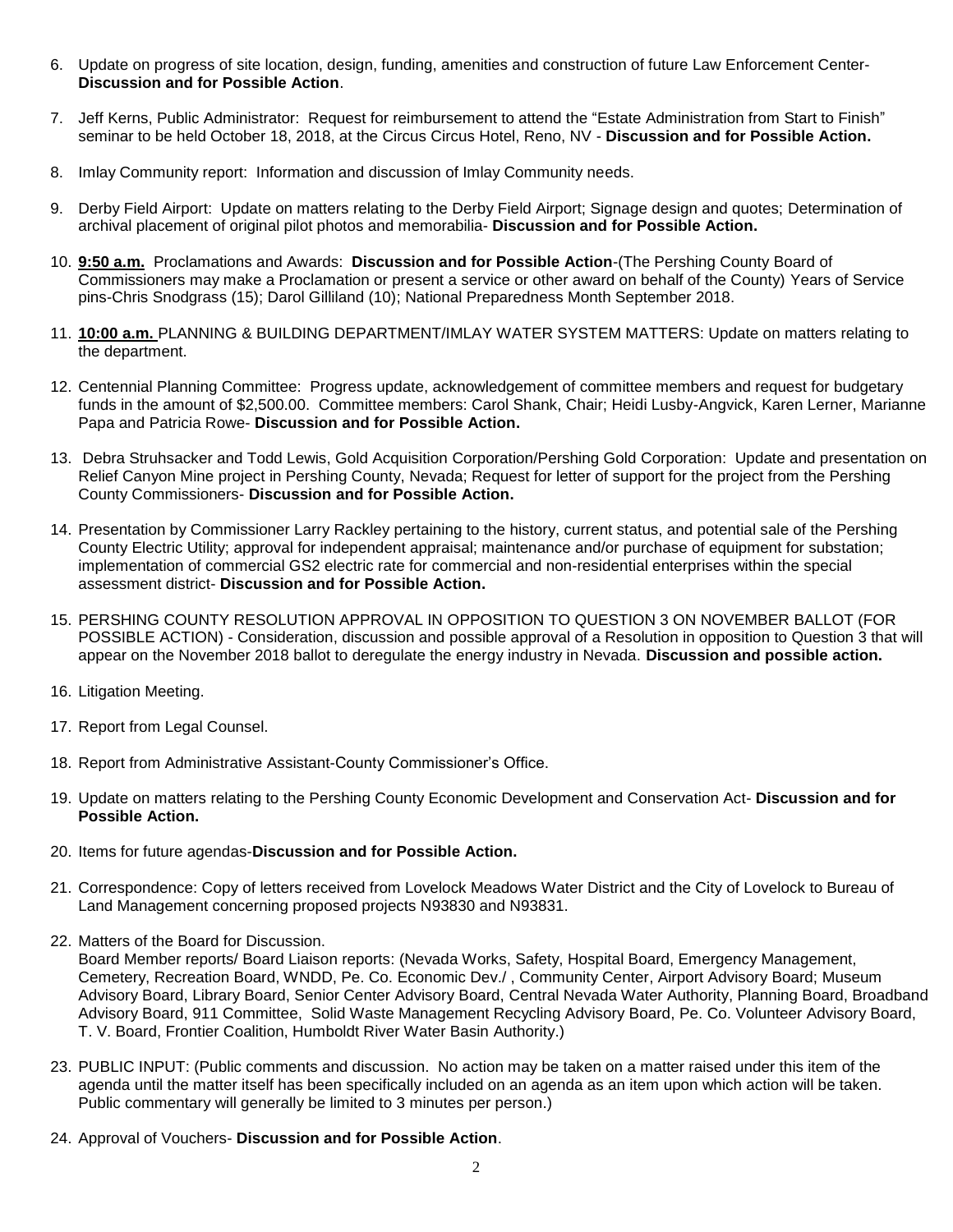6. Update on progress of site location, design, funding, amenities and construction of future Law Enforcement Center- **Discussion and for Possible Action**.

7. Jeff Kerns, Public Administrator: Request for reimbursement to attend the "Estate Administration from Start to Finish" seminar to be held October 18, 2018, at the Circus Circus Hotel, Reno, NV - **Discussion and for Possible Action.**

8. Imlay Community report: Information and discussion of Imlay Community needs.

9. Derby Field Airport: Update on matters relating to the Derby Field Airport; Signage design and quotes; Determination of archival placement of original pilot photos and memorabilia- **Discussion and for Possible Action.**

10. **9:50 a.m.** Proclamations and Awards: **Discussion and for Possible Action**-(The Pershing County Board of Commissioners may make a Proclamation or present a service or other award on behalf of the County) Years of Service pins-Chris Snodgrass (15); Darol Gilliland (10); National Preparedness Month September 2018.

11. **10:00 a.m.** PLANNING & BUILDING DEPARTMENT/IMLAY WATER SYSTEM MATTERS: Update on matters relating to the department.

12. Centennial Planning Committee: Progress update, acknowledgement of committee members and request for budgetary funds in the amount of $2,500.00. Committee members: Carol Shank, Chair; Heidi Lusby-Angvick, Karen Lerner, Marianne Papa and Patricia Rowe- **Discussion and for Possible Action.**

13. Debra Struhsacker and Todd Lewis, Gold Acquisition Corporation/Pershing Gold Corporation: Update and presentation on Relief Canyon Mine project in Pershing County, Nevada; Request for letter of support for the project from the Pershing County Commissioners- **Discussion and for Possible Action.**

14. Presentation by Commissioner Larry Rackley pertaining to the history, current status, and potential sale of the Pershing County Electric Utility; approval for independent appraisal; maintenance and/or purchase of equipment for substation; implementation of commercial GS2 electric rate for commercial and non-residential enterprises within the special assessment district- **Discussion and for Possible Action.**

15. PERSHING COUNTY RESOLUTION APPROVAL IN OPPOSITION TO QUESTION 3 ON NOVEMBER BALLOT (FOR POSSIBLE ACTION) - Consideration, discussion and possible approval of a Resolution in opposition to Question 3 that will appear on the November 2018 ballot to deregulate the energy industry in Nevada. **Discussion and possible action.**

16. Litigation Meeting.

17. Report from Legal Counsel.

18. Report from Administrative Assistant-County Commissioner's Office.

19. Update on matters relating to the Pershing County Economic Development and Conservation Act- **Discussion and for Possible Action.**

20. Items for future agendas-**Discussion and for Possible Action.**

21. Correspondence: Copy of letters received from Lovelock Meadows Water District and the City of Lovelock to Bureau of Land Management concerning proposed projects N93830 and N93831.

22. Matters of the Board for Discussion.
Board Member reports/ Board Liaison reports: (Nevada Works, Safety, Hospital Board, Emergency Management, Cemetery, Recreation Board, WNDD, Pe. Co. Economic Dev./ , Community Center, Airport Advisory Board; Museum Advisory Board, Library Board, Senior Center Advisory Board, Central Nevada Water Authority, Planning Board, Broadband Advisory Board, 911 Committee, Solid Waste Management Recycling Advisory Board, Pe. Co. Volunteer Advisory Board, T. V. Board, Frontier Coalition, Humboldt River Water Basin Authority.)

23. PUBLIC INPUT: (Public comments and discussion. No action may be taken on a matter raised under this item of the agenda until the matter itself has been specifically included on an agenda as an item upon which action will be taken. Public commentary will generally be limited to 3 minutes per person.)

24. Approval of Vouchers- **Discussion and for Possible Action**.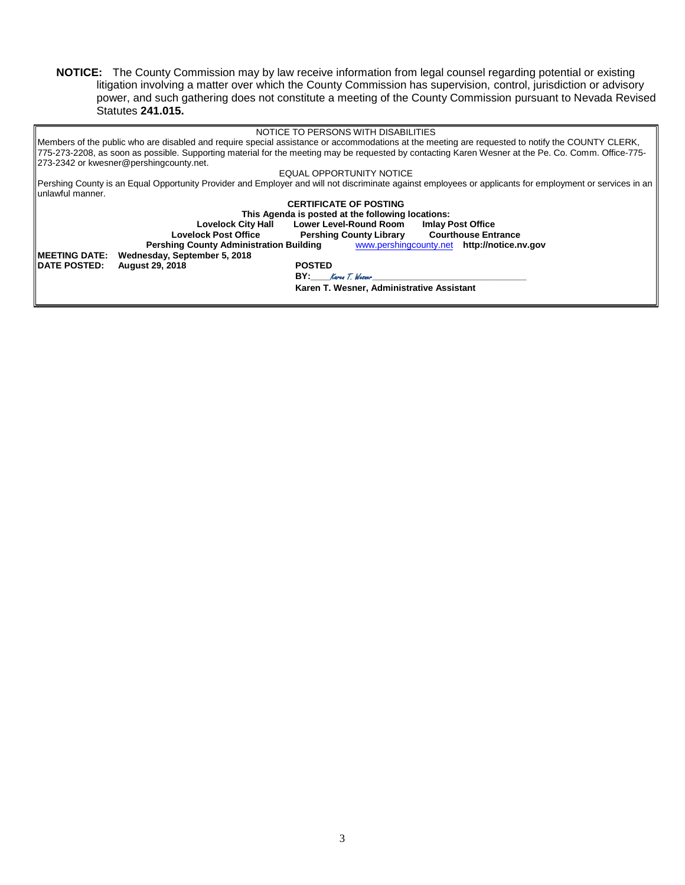**NOTICE:** The County Commission may by law receive information from legal counsel regarding potential or existing litigation involving a matter over which the County Commission has supervision, control, jurisdiction or advisory power, and such gathering does not constitute a meeting of the County Commission pursuant to Nevada Revised Statutes **241.015.**

NOTICE TO PERSONS WITH DISABILITIES

Members of the public who are disabled and require special assistance or accommodations at the meeting are requested to notify the COUNTY CLERK, 775-273-2208, as soon as possible. Supporting material for the meeting may be requested by contacting Karen Wesner at the Pe. Co. Comm. Office-775-273-2342 or kwesner@pershingcounty.net.

EQUAL OPPORTUNITY NOTICE

Pershing County is an Equal Opportunity Provider and Employer and will not discriminate against employees or applicants for employment or services in an unlawful manner.

**CERTIFICATE OF POSTING**

**This Agenda is posted at the following locations:**

**Lovelock City Hall** **Lower Level-Round Room** **Imlay Post Office**
**Lovelock Post Office** **Pershing County Library** **Courthouse Entrance**
**Pershing County Administration Building** www.pershingcounty.net **http://notice.nv.gov**

**MEETING DATE: Wednesday, September 5, 2018**
**DATE POSTED: August 29, 2018**

**POSTED**
**BY:**____*Karen T. Wesner*________________________________
**Karen T. Wesner, Administrative Assistant**